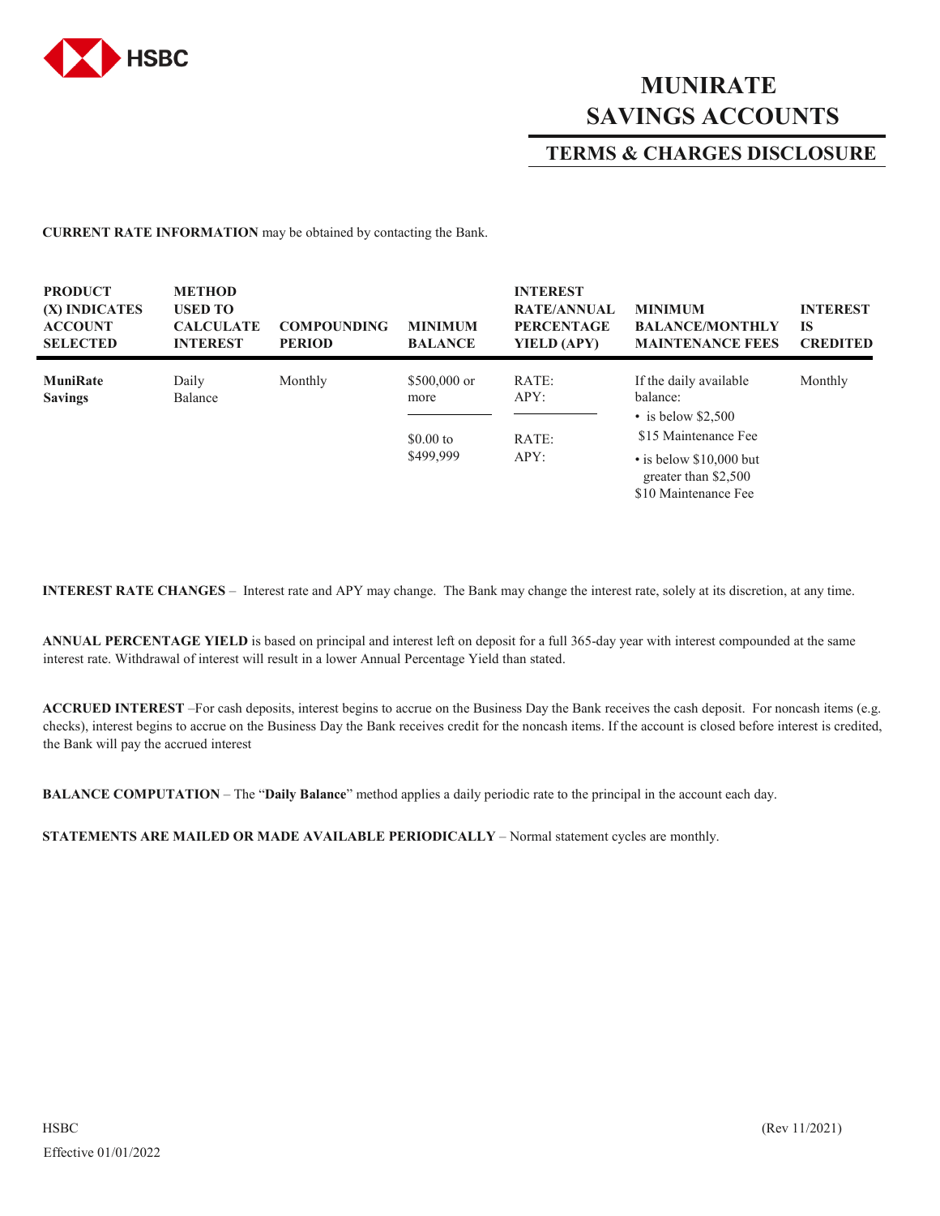HSBC

# MUNIRATE SAVINGS ACCOUNTS

## TERMS & CHARGES DISCLOSURE

**CURRENT RATE INFORMATION** may be obtained by contacting the Bank.

| PRODUCT (X) INDICATES ACCOUNT SELECTED | METHOD USED TO CALCULATE INTEREST | COMPOUNDING PERIOD | MINIMUM BALANCE | INTEREST RATE/ANNUAL PERCENTAGE YIELD (APY) | MINIMUM BALANCE/MONTHLY MAINTENANCE FEES | INTEREST IS CREDITED |
|---|---|---|---|---|---|---|
| **MuniRate Savings** | Daily Balance | Monthly | $500,000 or more | RATE: APY: | If the daily available balance: • is below $2,500 $15 Maintenance Fee • is below $10,000 but greater than $2,500 $10 Maintenance Fee | Monthly |
| | | | $0.00 to $499,999 | RATE: APY: | | |

**INTEREST RATE CHANGES** – Interest rate and APY may change. The Bank may change the interest rate, solely at its discretion, at any time.

**ANNUAL PERCENTAGE YIELD** is based on principal and interest left on deposit for a full 365-day year with interest compounded at the same interest rate. Withdrawal of interest will result in a lower Annual Percentage Yield than stated.

**ACCRUED INTEREST** –For cash deposits, interest begins to accrue on the Business Day the Bank receives the cash deposit. For noncash items (e.g. checks), interest begins to accrue on the Business Day the Bank receives credit for the noncash items. If the account is closed before interest is credited, the Bank will pay the accrued interest

**BALANCE COMPUTATION** – The "**Daily Balance**" method applies a daily periodic rate to the principal in the account each day.

**STATEMENTS ARE MAILED OR MADE AVAILABLE PERIODICALLY** – Normal statement cycles are monthly.

HSBC (Rev 11/2021)

Effective 01/01/2022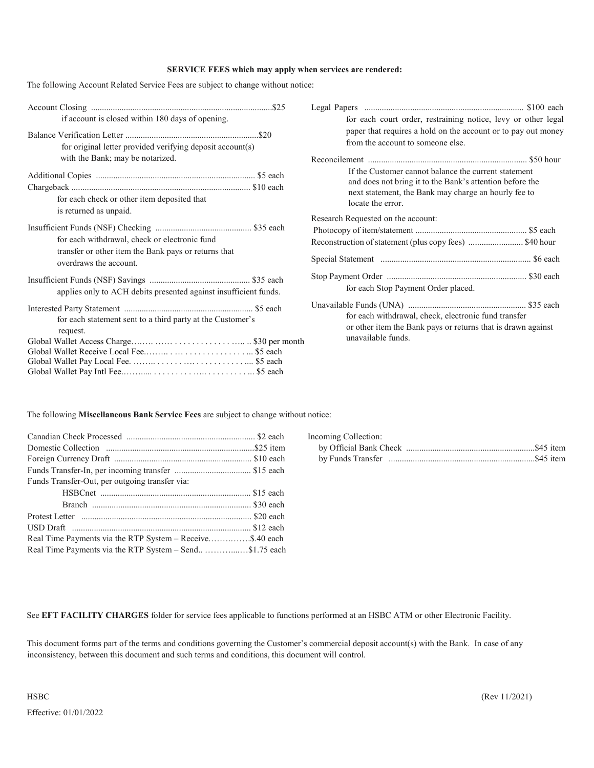**SERVICE FEES which may apply when services are rendered:**

The following Account Related Service Fees are subject to change without notice:

Account Closing .................................................................................$25
if account is closed within 180 days of opening.

Balance Verification Letter ............................................................$20
for original letter provided verifying deposit account(s) with the Bank; may be notarized.

Additional Copies ........................................................................ $5 each

Chargeback ................................................................................. $10 each
for each check or other item deposited that is returned as unpaid.

Insufficient Funds (NSF) Checking ........................................... $35 each
for each withdrawal, check or electronic fund transfer or other item the Bank pays or returns that overdraws the account.

Insufficient Funds (NSF) Savings ............................................. $35 each
applies only to ACH debits presented against insufficient funds.

Interested Party Statement .......................................................... $5 each
for each statement sent to a third party at the Customer's request.

Global Wallet Access Charge……. …… . . . . . . . . . . . . . . .….. .. $30 per month
Global Wallet Receive Local Fee.…….. . … . . . . . . . . . . . . . . . ... $5 each
Global Wallet Pay Local Fee. ……... . . . . . . . .… . . . . . . . . . . . .... $5 each
Global Wallet Pay Intl Fee.……..... . . . . . . . . . . .... . . . . . . . . . . ... $5 each

Legal Papers ........................................................................ $100 each
for each court order, restraining notice, levy or other legal paper that requires a hold on the account or to pay out money from the account to someone else.

Reconcilement ........................................................................ $50 hour
If the Customer cannot balance the current statement and does not bring it to the Bank's attention before the next statement, the Bank may charge an hourly fee to locate the error.

Research Requested on the account:
Photocopy of item/statement .................................................. $5 each
Reconstruction of statement (plus copy fees) ......................... $40 hour

Special Statement .................................................................... $6 each

Stop Payment Order ............................................................... $30 each
for each Stop Payment Order placed.

Unavailable Funds (UNA) ..................................................... $35 each
for each withdrawal, check, electronic fund transfer or other item the Bank pays or returns that is drawn against unavailable funds.

The following **Miscellaneous Bank Service Fees** are subject to change without notice:

Canadian Check Processed .......................................................... $2 each
Domestic Collection ...................................................................$25 item
Foreign Currency Draft .............................................................. $10 each
Funds Transfer-In, per incoming transfer .................................. $15 each
Funds Transfer-Out, per outgoing transfer via:
HSBCnet .................................................................... $15 each
Branch ........................................................................ $30 each
Protest Letter ............................................................................ $20 each
USD Draft ................................................................................ $12 each
Real Time Payments via the RTP System – Receive.……….…….$.40 each
Real Time Payments via the RTP System – Send.. ………...….$1.75 each

Incoming Collection:
by Official Bank Check ..........................................................$45 item
by Funds Transfer ..................................................................$45 item

See **EFT FACILITY CHARGES** folder for service fees applicable to functions performed at an HSBC ATM or other Electronic Facility.

This document forms part of the terms and conditions governing the Customer's commercial deposit account(s) with the Bank. In case of any inconsistency, between this document and such terms and conditions, this document will control.

HSBC (Rev 11/2021)

Effective: 01/01/2022